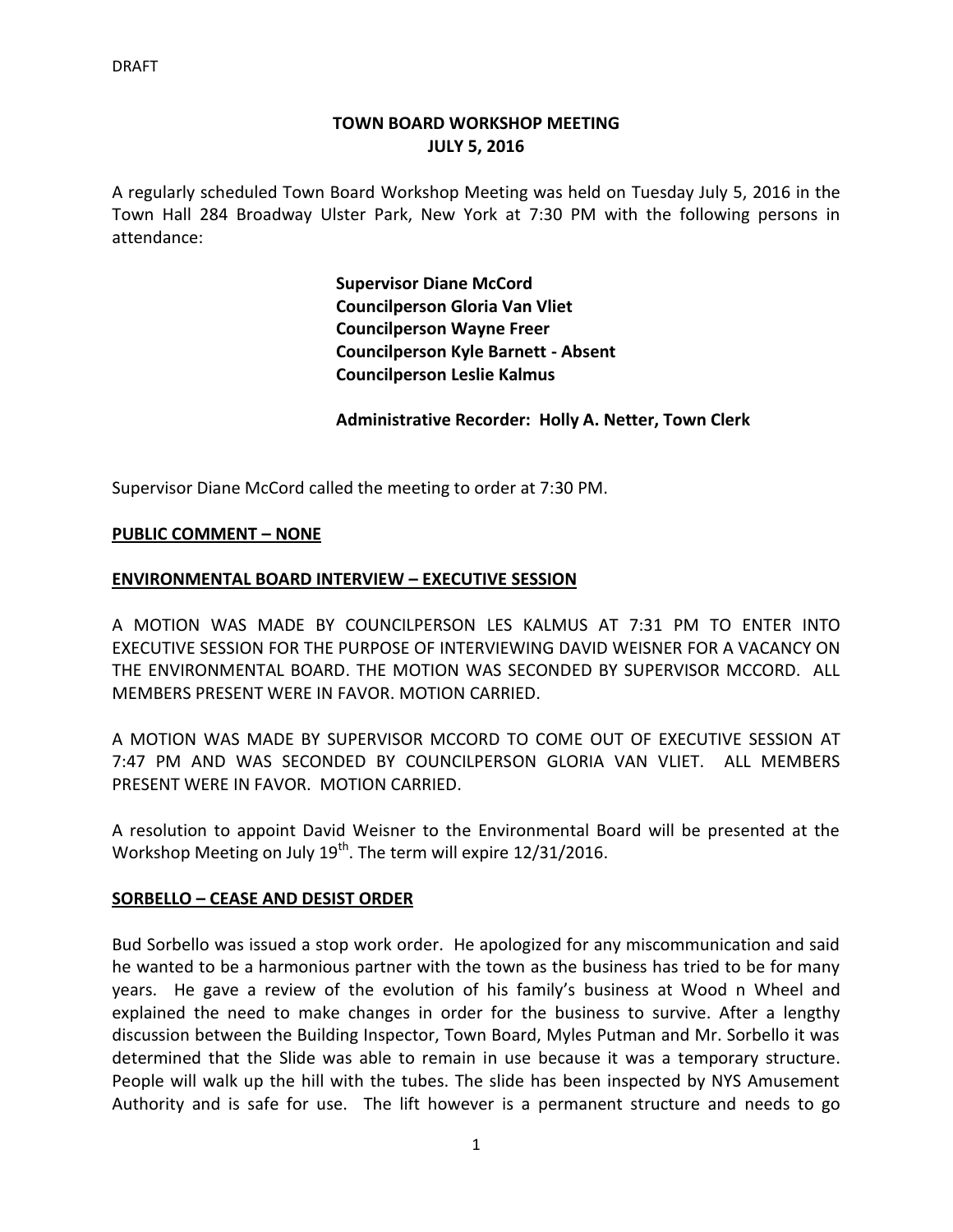DRAFT

# TOWN BOARD WORKSHOP MEETING
## JULY 5, 2016

A regularly scheduled Town Board Workshop Meeting was held on Tuesday July 5, 2016 in the Town Hall 284 Broadway Ulster Park, New York at 7:30 PM with the following persons in attendance:

**Supervisor Diane McCord**
**Councilperson Gloria Van Vliet**
**Councilperson Wayne Freer**
**Councilperson Kyle Barnett - Absent**
**Councilperson Leslie Kalmus**

**Administrative Recorder: Holly A. Netter, Town Clerk**

Supervisor Diane McCord called the meeting to order at 7:30 PM.

**PUBLIC COMMENT – NONE**

**ENVIRONMENTAL BOARD INTERVIEW – EXECUTIVE SESSION**

A MOTION WAS MADE BY COUNCILPERSON LES KALMUS AT 7:31 PM TO ENTER INTO EXECUTIVE SESSION FOR THE PURPOSE OF INTERVIEWING DAVID WEISNER FOR A VACANCY ON THE ENVIRONMENTAL BOARD. THE MOTION WAS SECONDED BY SUPERVISOR MCCORD. ALL MEMBERS PRESENT WERE IN FAVOR. MOTION CARRIED.

A MOTION WAS MADE BY SUPERVISOR MCCORD TO COME OUT OF EXECUTIVE SESSION AT 7:47 PM AND WAS SECONDED BY COUNCILPERSON GLORIA VAN VLIET. ALL MEMBERS PRESENT WERE IN FAVOR. MOTION CARRIED.

A resolution to appoint David Weisner to the Environmental Board will be presented at the Workshop Meeting on July 19th. The term will expire 12/31/2016.

**SORBELLO – CEASE AND DESIST ORDER**

Bud Sorbello was issued a stop work order. He apologized for any miscommunication and said he wanted to be a harmonious partner with the town as the business has tried to be for many years. He gave a review of the evolution of his family's business at Wood n Wheel and explained the need to make changes in order for the business to survive. After a lengthy discussion between the Building Inspector, Town Board, Myles Putman and Mr. Sorbello it was determined that the Slide was able to remain in use because it was a temporary structure. People will walk up the hill with the tubes. The slide has been inspected by NYS Amusement Authority and is safe for use. The lift however is a permanent structure and needs to go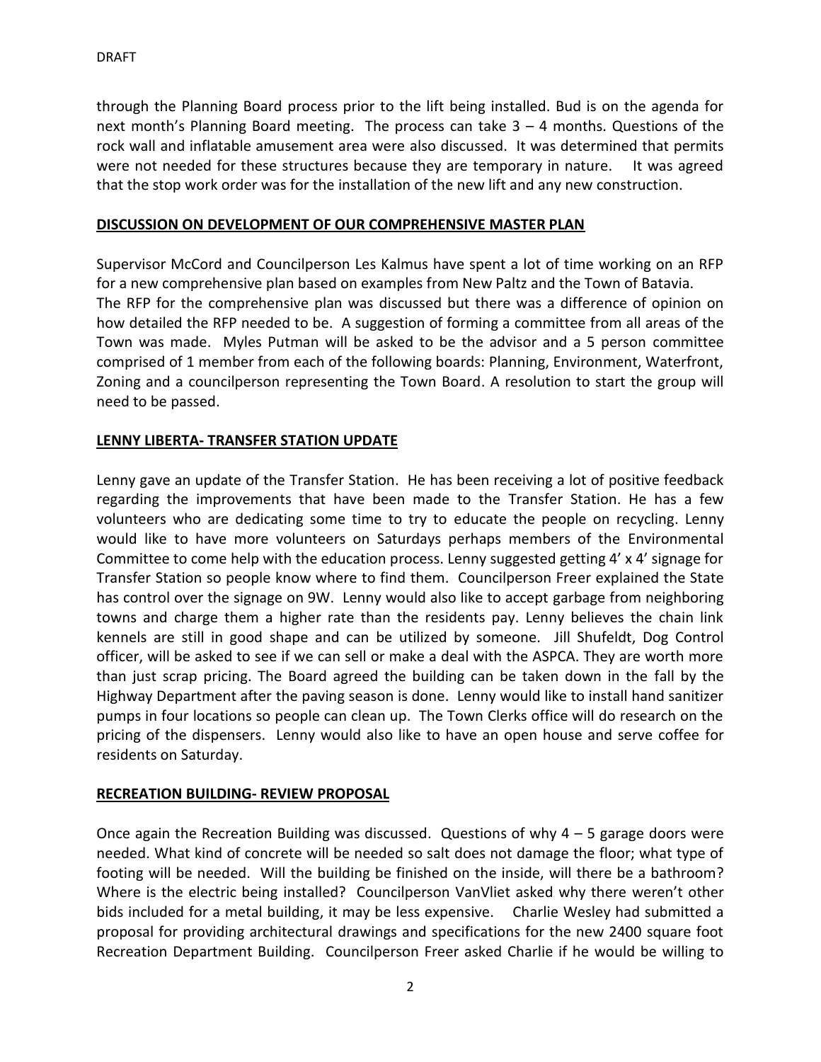through the Planning Board process prior to the lift being installed. Bud is on the agenda for next month's Planning Board meeting. The process can take 3 – 4 months. Questions of the rock wall and inflatable amusement area were also discussed. It was determined that permits were not needed for these structures because they are temporary in nature. It was agreed that the stop work order was for the installation of the new lift and any new construction.

## DISCUSSION ON DEVELOPMENT OF OUR COMPREHENSIVE MASTER PLAN

Supervisor McCord and Councilperson Les Kalmus have spent a lot of time working on an RFP for a new comprehensive plan based on examples from New Paltz and the Town of Batavia. The RFP for the comprehensive plan was discussed but there was a difference of opinion on how detailed the RFP needed to be. A suggestion of forming a committee from all areas of the Town was made. Myles Putman will be asked to be the advisor and a 5 person committee comprised of 1 member from each of the following boards: Planning, Environment, Waterfront, Zoning and a councilperson representing the Town Board. A resolution to start the group will need to be passed.

## LENNY LIBERTA- TRANSFER STATION UPDATE

Lenny gave an update of the Transfer Station. He has been receiving a lot of positive feedback regarding the improvements that have been made to the Transfer Station. He has a few volunteers who are dedicating some time to try to educate the people on recycling. Lenny would like to have more volunteers on Saturdays perhaps members of the Environmental Committee to come help with the education process. Lenny suggested getting 4' x 4' signage for Transfer Station so people know where to find them. Councilperson Freer explained the State has control over the signage on 9W. Lenny would also like to accept garbage from neighboring towns and charge them a higher rate than the residents pay. Lenny believes the chain link kennels are still in good shape and can be utilized by someone. Jill Shufeldt, Dog Control officer, will be asked to see if we can sell or make a deal with the ASPCA. They are worth more than just scrap pricing. The Board agreed the building can be taken down in the fall by the Highway Department after the paving season is done. Lenny would like to install hand sanitizer pumps in four locations so people can clean up. The Town Clerks office will do research on the pricing of the dispensers. Lenny would also like to have an open house and serve coffee for residents on Saturday.

## RECREATION BUILDING- REVIEW PROPOSAL

Once again the Recreation Building was discussed. Questions of why 4 – 5 garage doors were needed. What kind of concrete will be needed so salt does not damage the floor; what type of footing will be needed. Will the building be finished on the inside, will there be a bathroom? Where is the electric being installed? Councilperson VanVliet asked why there weren't other bids included for a metal building, it may be less expensive. Charlie Wesley had submitted a proposal for providing architectural drawings and specifications for the new 2400 square foot Recreation Department Building. Councilperson Freer asked Charlie if he would be willing to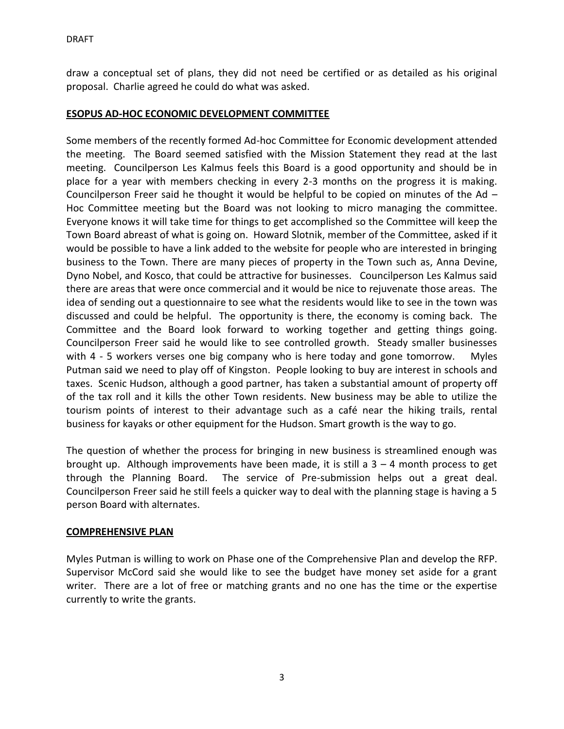draw a conceptual set of plans, they did not need be certified or as detailed as his original proposal. Charlie agreed he could do what was asked.

## ESOPUS AD-HOC ECONOMIC DEVELOPMENT COMMITTEE

Some members of the recently formed Ad-hoc Committee for Economic development attended the meeting. The Board seemed satisfied with the Mission Statement they read at the last meeting. Councilperson Les Kalmus feels this Board is a good opportunity and should be in place for a year with members checking in every 2-3 months on the progress it is making. Councilperson Freer said he thought it would be helpful to be copied on minutes of the Ad – Hoc Committee meeting but the Board was not looking to micro managing the committee. Everyone knows it will take time for things to get accomplished so the Committee will keep the Town Board abreast of what is going on. Howard Slotnik, member of the Committee, asked if it would be possible to have a link added to the website for people who are interested in bringing business to the Town. There are many pieces of property in the Town such as, Anna Devine, Dyno Nobel, and Kosco, that could be attractive for businesses. Councilperson Les Kalmus said there are areas that were once commercial and it would be nice to rejuvenate those areas. The idea of sending out a questionnaire to see what the residents would like to see in the town was discussed and could be helpful. The opportunity is there, the economy is coming back. The Committee and the Board look forward to working together and getting things going. Councilperson Freer said he would like to see controlled growth. Steady smaller businesses with 4 - 5 workers verses one big company who is here today and gone tomorrow. Myles Putman said we need to play off of Kingston. People looking to buy are interest in schools and taxes. Scenic Hudson, although a good partner, has taken a substantial amount of property off of the tax roll and it kills the other Town residents. New business may be able to utilize the tourism points of interest to their advantage such as a café near the hiking trails, rental business for kayaks or other equipment for the Hudson. Smart growth is the way to go.

The question of whether the process for bringing in new business is streamlined enough was brought up. Although improvements have been made, it is still a 3 – 4 month process to get through the Planning Board. The service of Pre-submission helps out a great deal. Councilperson Freer said he still feels a quicker way to deal with the planning stage is having a 5 person Board with alternates.

## COMPREHENSIVE PLAN

Myles Putman is willing to work on Phase one of the Comprehensive Plan and develop the RFP. Supervisor McCord said she would like to see the budget have money set aside for a grant writer. There are a lot of free or matching grants and no one has the time or the expertise currently to write the grants.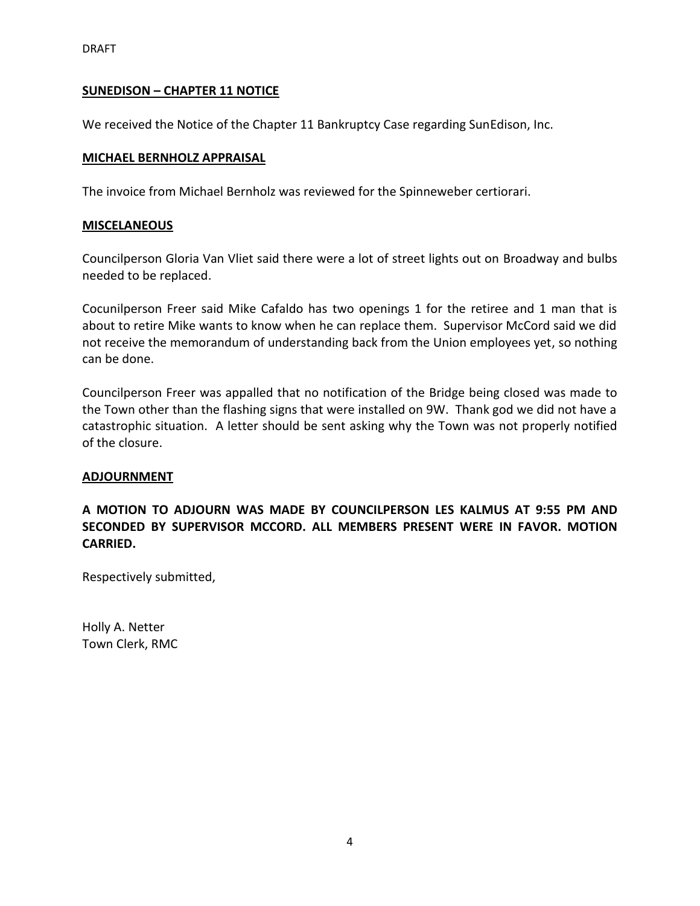DRAFT

**SUNEDISON – CHAPTER 11 NOTICE**

We received the Notice of the Chapter 11 Bankruptcy Case regarding SunEdison, Inc.

**MICHAEL BERNHOLZ APPRAISAL**

The invoice from Michael Bernholz was reviewed for the Spinneweber certiorari.

**MISCELANEOUS**

Councilperson Gloria Van Vliet said there were a lot of street lights out on Broadway and bulbs needed to be replaced.

Cocunilperson Freer said Mike Cafaldo has two openings 1 for the retiree and 1 man that is about to retire Mike wants to know when he can replace them. Supervisor McCord said we did not receive the memorandum of understanding back from the Union employees yet, so nothing can be done.

Councilperson Freer was appalled that no notification of the Bridge being closed was made to the Town other than the flashing signs that were installed on 9W. Thank god we did not have a catastrophic situation. A letter should be sent asking why the Town was not properly notified of the closure.

**ADJOURNMENT**

**A MOTION TO ADJOURN WAS MADE BY COUNCILPERSON LES KALMUS AT 9:55 PM AND SECONDED BY SUPERVISOR MCCORD. ALL MEMBERS PRESENT WERE IN FAVOR. MOTION CARRIED.**

Respectively submitted,

Holly A. Netter
Town Clerk, RMC